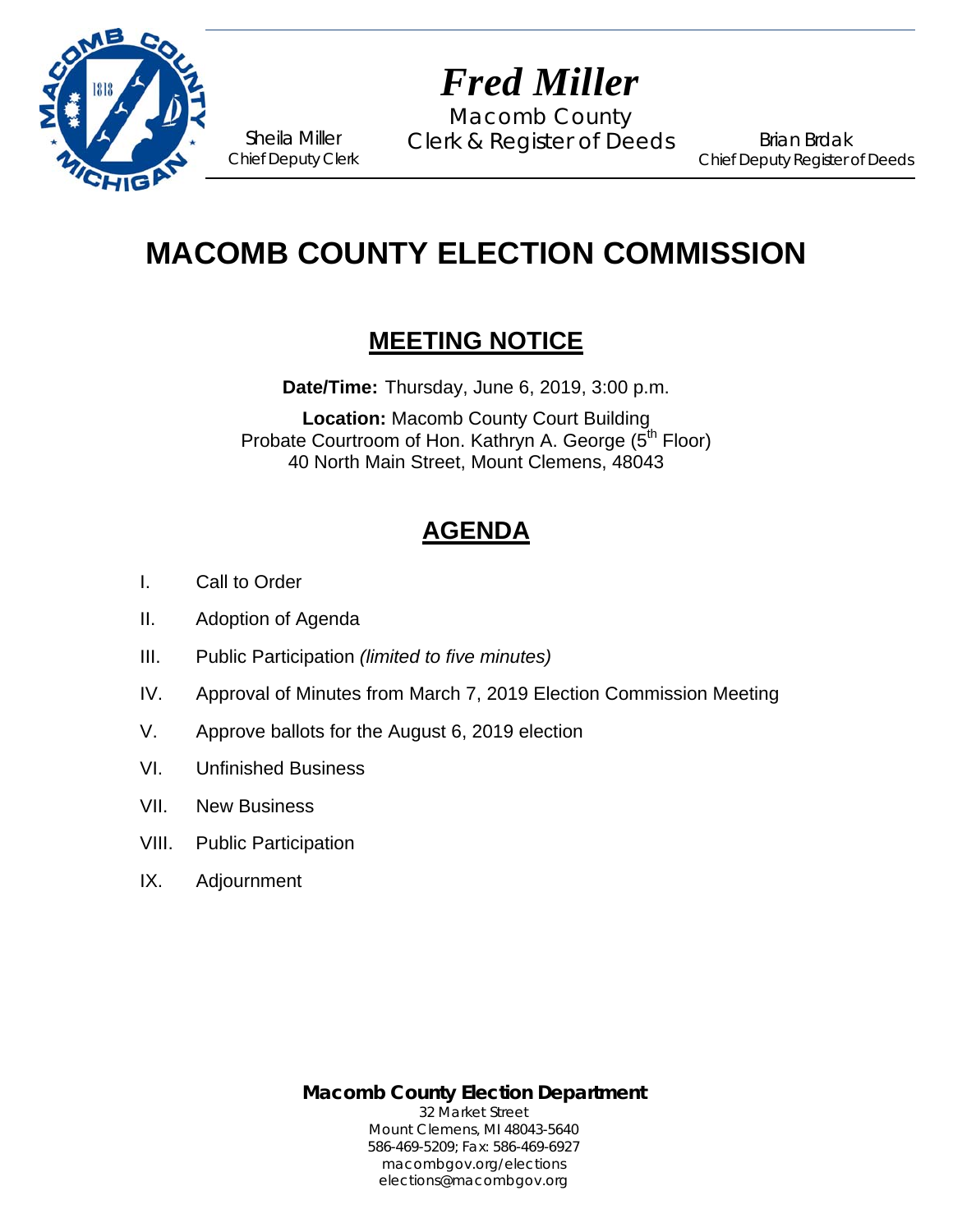# Fred Miller

Macomb County
Clerk & Register of Deeds

Sheila Miller
Chief Deputy Clerk

Brian Brdak
Chief Deputy Register of Deeds

# MACOMB COUNTY ELECTION COMMISSION

## MEETING NOTICE

**Date/Time:** Thursday, June 6, 2019, 3:00 p.m.

**Location:** Macomb County Court Building
Probate Courtroom of Hon. Kathryn A. George (5th Floor)
40 North Main Street, Mount Clemens, 48043

## AGENDA

I. Call to Order

II. Adoption of Agenda

III. Public Participation *(limited to five minutes)*

IV. Approval of Minutes from March 7, 2019 Election Commission Meeting

V. Approve ballots for the August 6, 2019 election

VI. Unfinished Business

VII. New Business

VIII. Public Participation

IX. Adjournment

**Macomb County Election Department**
32 Market Street
Mount Clemens, MI 48043-5640
586-469-5209; Fax: 586-469-6927
macombgov.org/elections
elections@macombgov.org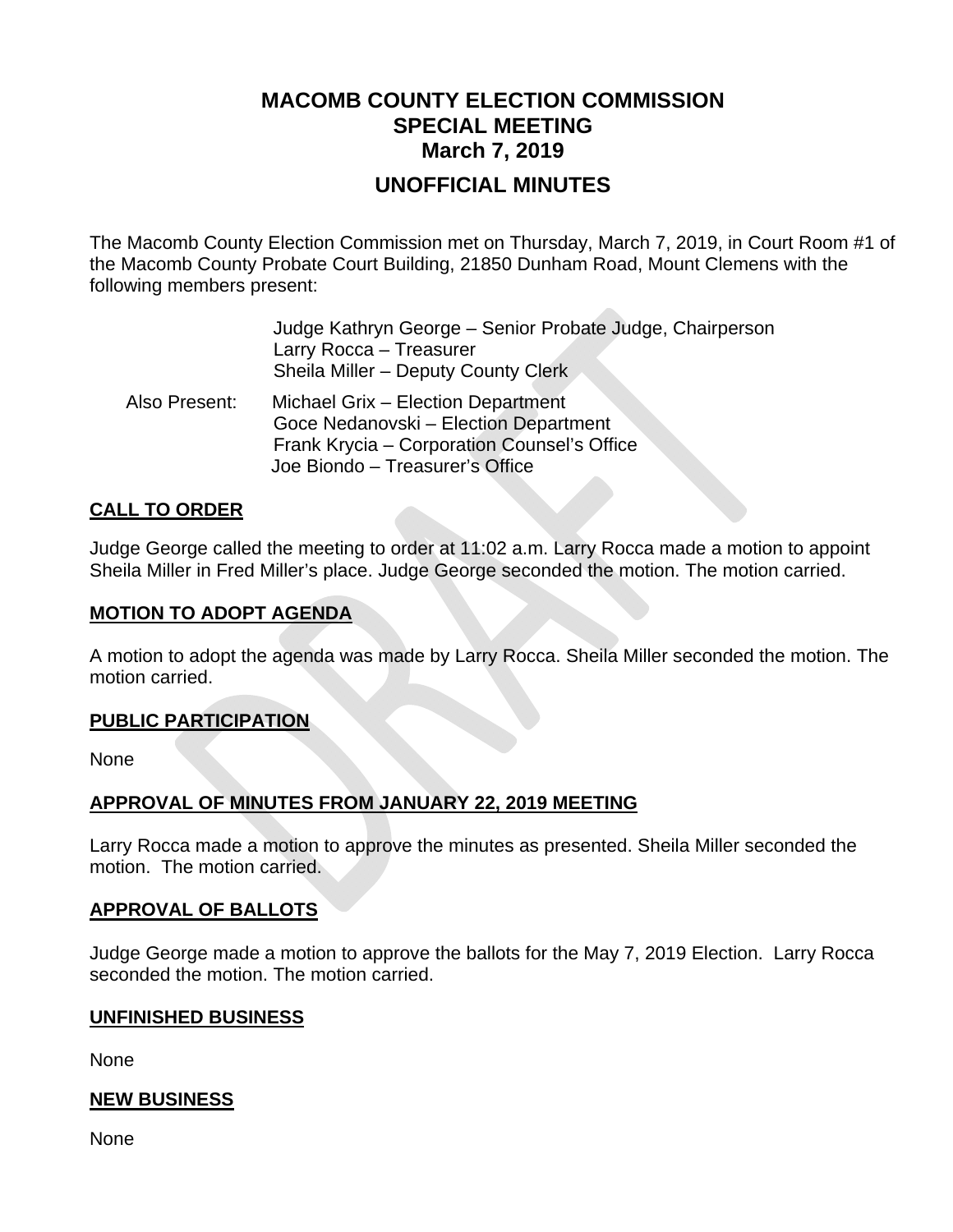# MACOMB COUNTY ELECTION COMMISSION
## SPECIAL MEETING
## March 7, 2019

## UNOFFICIAL MINUTES

The Macomb County Election Commission met on Thursday, March 7, 2019, in Court Room #1 of the Macomb County Probate Court Building, 21850 Dunham Road, Mount Clemens with the following members present:

Judge Kathryn George – Senior Probate Judge, Chairperson
Larry Rocca – Treasurer
Sheila Miller – Deputy County Clerk

Also Present:
Michael Grix – Election Department
Goce Nedanovski – Election Department
Frank Krycia – Corporation Counsel's Office
Joe Biondo – Treasurer's Office

### CALL TO ORDER

Judge George called the meeting to order at 11:02 a.m. Larry Rocca made a motion to appoint Sheila Miller in Fred Miller's place. Judge George seconded the motion. The motion carried.

### MOTION TO ADOPT AGENDA

A motion to adopt the agenda was made by Larry Rocca. Sheila Miller seconded the motion. The motion carried.

### PUBLIC PARTICIPATION

None

### APPROVAL OF MINUTES FROM JANUARY 22, 2019 MEETING

Larry Rocca made a motion to approve the minutes as presented. Sheila Miller seconded the motion. The motion carried.

### APPROVAL OF BALLOTS

Judge George made a motion to approve the ballots for the May 7, 2019 Election. Larry Rocca seconded the motion. The motion carried.

### UNFINISHED BUSINESS

None

### NEW BUSINESS

None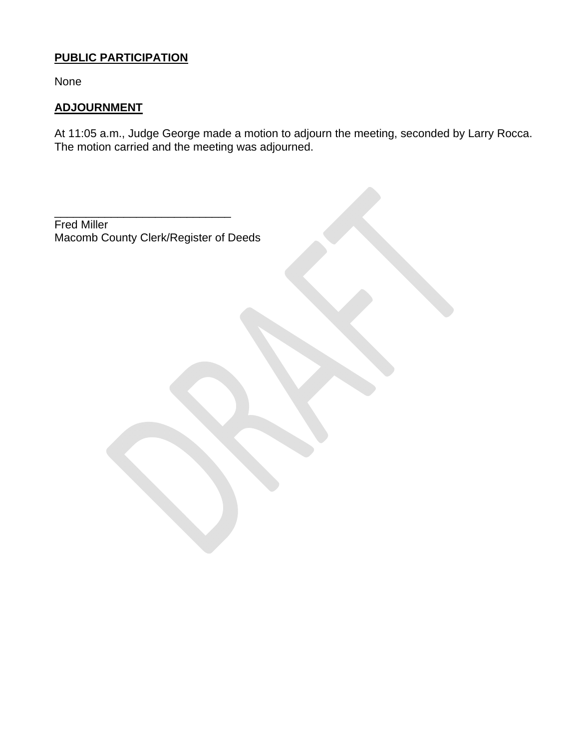**PUBLIC PARTICIPATION**

None

**ADJOURNMENT**

At 11:05 a.m., Judge George made a motion to adjourn the meeting, seconded by Larry Rocca. The motion carried and the meeting was adjourned.

_____________________________
Fred Miller
Macomb County Clerk/Register of Deeds

DRAFT